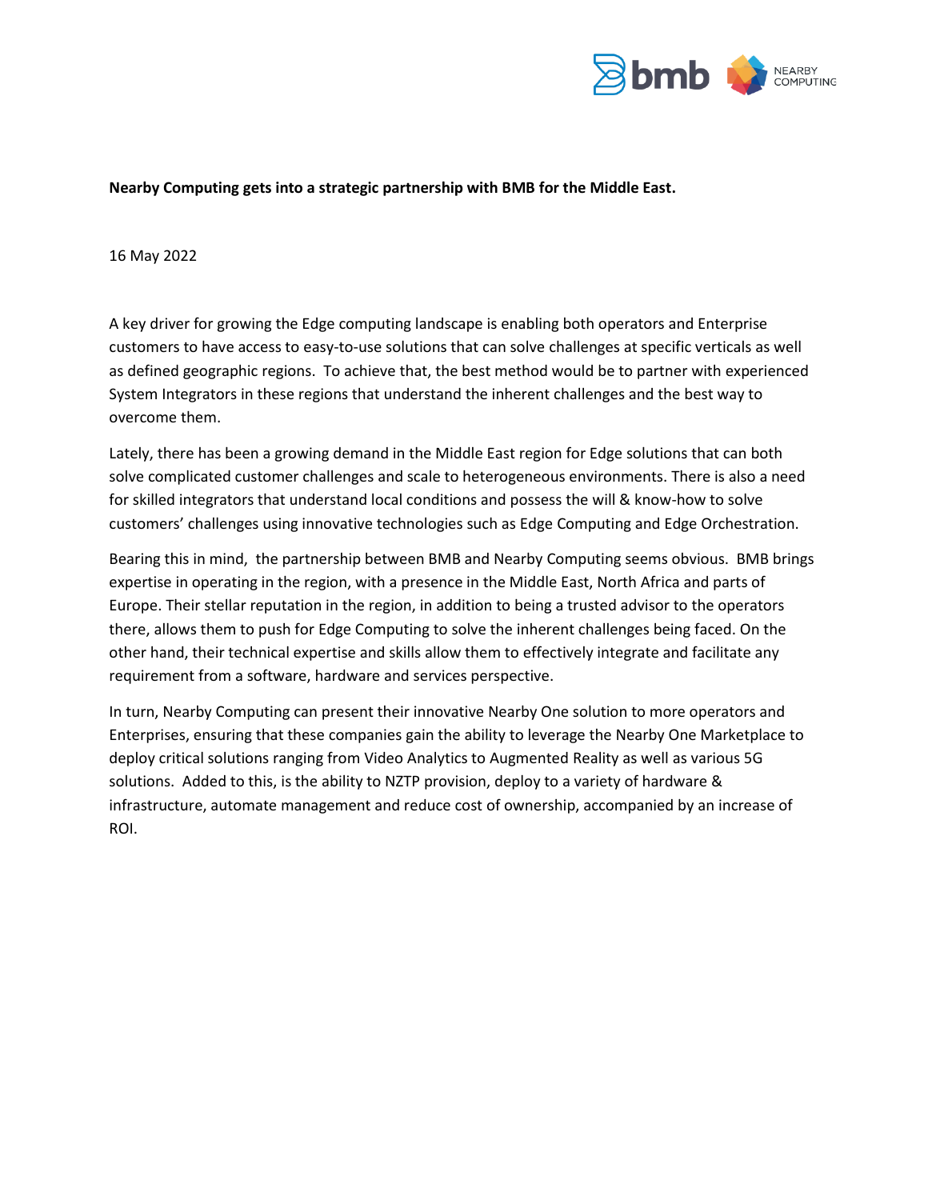**Nearby Computing gets into a strategic partnership with BMB for the Middle East.**

16 May 2022

A key driver for growing the Edge computing landscape is enabling both operators and Enterprise customers to have access to easy-to-use solutions that can solve challenges at specific verticals as well as defined geographic regions. To achieve that, the best method would be to partner with experienced System Integrators in these regions that understand the inherent challenges and the best way to overcome them.

Lately, there has been a growing demand in the Middle East region for Edge solutions that can both solve complicated customer challenges and scale to heterogeneous environments. There is also a need for skilled integrators that understand local conditions and possess the will & know-how to solve customers' challenges using innovative technologies such as Edge Computing and Edge Orchestration.

Bearing this in mind, the partnership between BMB and Nearby Computing seems obvious. BMB brings expertise in operating in the region, with a presence in the Middle East, North Africa and parts of Europe. Their stellar reputation in the region, in addition to being a trusted advisor to the operators there, allows them to push for Edge Computing to solve the inherent challenges being faced. On the other hand, their technical expertise and skills allow them to effectively integrate and facilitate any requirement from a software, hardware and services perspective.

In turn, Nearby Computing can present their innovative Nearby One solution to more operators and Enterprises, ensuring that these companies gain the ability to leverage the Nearby One Marketplace to deploy critical solutions ranging from Video Analytics to Augmented Reality as well as various 5G solutions. Added to this, is the ability to NZTP provision, deploy to a variety of hardware & infrastructure, automate management and reduce cost of ownership, accompanied by an increase of ROI.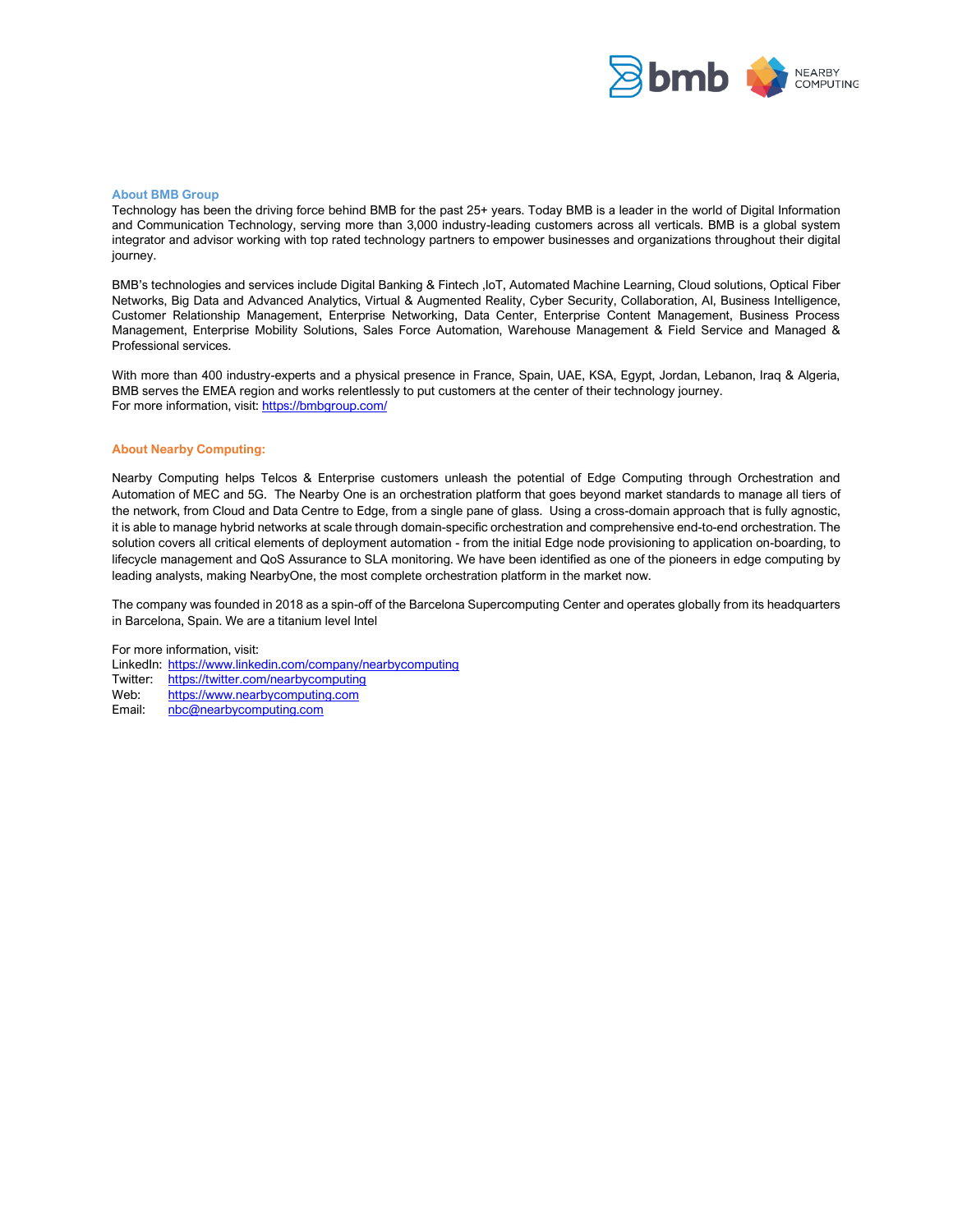## About BMB Group

Technology has been the driving force behind BMB for the past 25+ years. Today BMB is a leader in the world of Digital Information and Communication Technology, serving more than 3,000 industry-leading customers across all verticals. BMB is a global system integrator and advisor working with top rated technology partners to empower businesses and organizations throughout their digital journey.

BMB's technologies and services include Digital Banking & Fintech ,IoT, Automated Machine Learning, Cloud solutions, Optical Fiber Networks, Big Data and Advanced Analytics, Virtual & Augmented Reality, Cyber Security, Collaboration, AI, Business Intelligence, Customer Relationship Management, Enterprise Networking, Data Center, Enterprise Content Management, Business Process Management, Enterprise Mobility Solutions, Sales Force Automation, Warehouse Management & Field Service and Managed & Professional services.

With more than 400 industry-experts and a physical presence in France, Spain, UAE, KSA, Egypt, Jordan, Lebanon, Iraq & Algeria, BMB serves the EMEA region and works relentlessly to put customers at the center of their technology journey.
For more information, visit: https://bmbgroup.com/

## About Nearby Computing:

Nearby Computing helps Telcos & Enterprise customers unleash the potential of Edge Computing through Orchestration and Automation of MEC and 5G. The Nearby One is an orchestration platform that goes beyond market standards to manage all tiers of the network, from Cloud and Data Centre to Edge, from a single pane of glass. Using a cross-domain approach that is fully agnostic, it is able to manage hybrid networks at scale through domain-specific orchestration and comprehensive end-to-end orchestration. The solution covers all critical elements of deployment automation - from the initial Edge node provisioning to application on-boarding, to lifecycle management and QoS Assurance to SLA monitoring. We have been identified as one of the pioneers in edge computing by leading analysts, making NearbyOne, the most complete orchestration platform in the market now.

The company was founded in 2018 as a spin-off of the Barcelona Supercomputing Center and operates globally from its headquarters in Barcelona, Spain. We are a titanium level Intel

For more information, visit:
LinkedIn: https://www.linkedin.com/company/nearbycomputing
Twitter: https://twitter.com/nearbycomputing
Web: https://www.nearbycomputing.com
Email: nbc@nearbycomputing.com